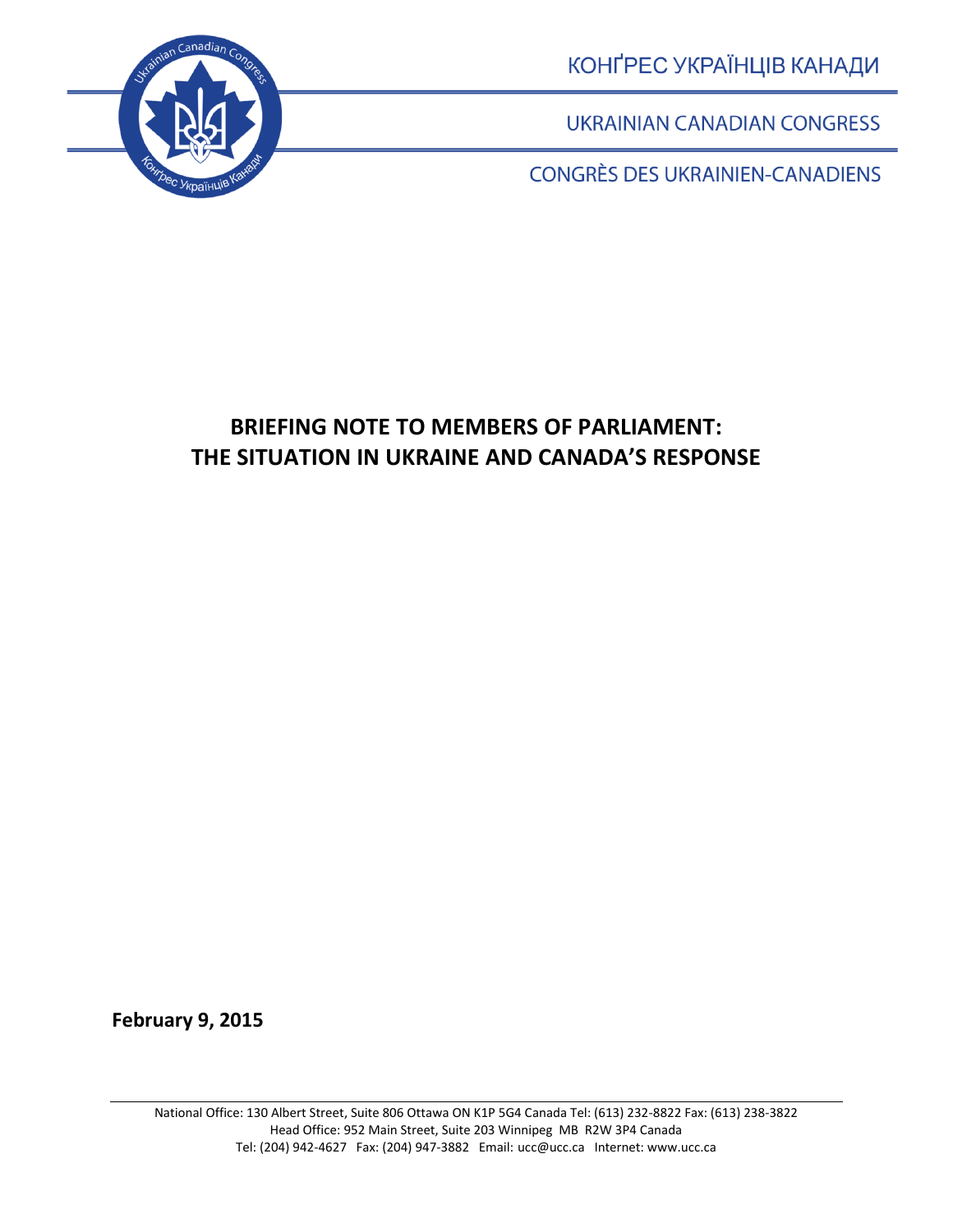КОНҐРЕС УКРАЇНЦІВ КАНАДИ

UKRAINIAN CANADIAN CONGRESS

CONGRÈS DES UKRAINIEN-CANADIENS

# BRIEFING NOTE TO MEMBERS OF PARLIAMENT: THE SITUATION IN UKRAINE AND CANADA'S RESPONSE

**February 9, 2015**

National Office: 130 Albert Street, Suite 806 Ottawa ON K1P 5G4 Canada Tel: (613) 232-8822 Fax: (613) 238-3822
Head Office: 952 Main Street, Suite 203 Winnipeg MB R2W 3P4 Canada
Tel: (204) 942-4627 Fax: (204) 947-3882 Email: ucc@ucc.ca Internet: www.ucc.ca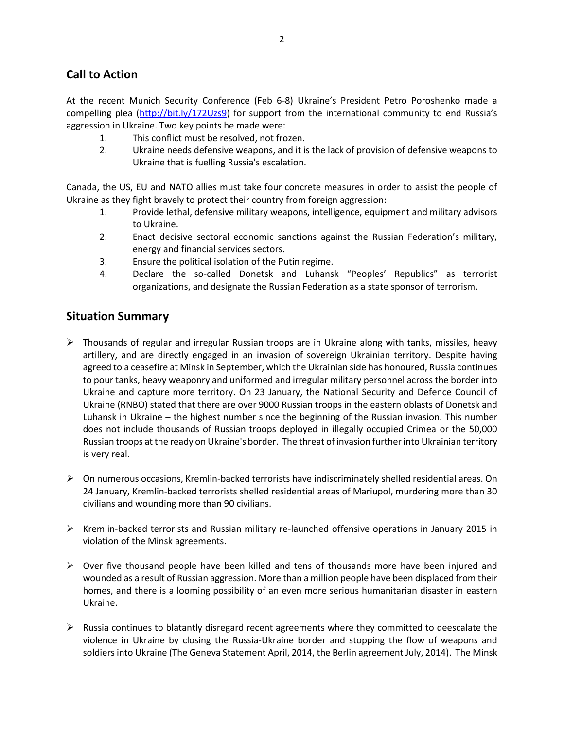## Call to Action

At the recent Munich Security Conference (Feb 6-8) Ukraine's President Petro Poroshenko made a compelling plea (http://bit.ly/172Uzs9) for support from the international community to end Russia's aggression in Ukraine. Two key points he made were:

1. This conflict must be resolved, not frozen.
2. Ukraine needs defensive weapons, and it is the lack of provision of defensive weapons to Ukraine that is fuelling Russia's escalation.

Canada, the US, EU and NATO allies must take four concrete measures in order to assist the people of Ukraine as they fight bravely to protect their country from foreign aggression:

1. Provide lethal, defensive military weapons, intelligence, equipment and military advisors to Ukraine.
2. Enact decisive sectoral economic sanctions against the Russian Federation's military, energy and financial services sectors.
3. Ensure the political isolation of the Putin regime.
4. Declare the so-called Donetsk and Luhansk "Peoples' Republics" as terrorist organizations, and designate the Russian Federation as a state sponsor of terrorism.

## Situation Summary

- Thousands of regular and irregular Russian troops are in Ukraine along with tanks, missiles, heavy artillery, and are directly engaged in an invasion of sovereign Ukrainian territory. Despite having agreed to a ceasefire at Minsk in September, which the Ukrainian side has honoured, Russia continues to pour tanks, heavy weaponry and uniformed and irregular military personnel across the border into Ukraine and capture more territory. On 23 January, the National Security and Defence Council of Ukraine (RNBO) stated that there are over 9000 Russian troops in the eastern oblasts of Donetsk and Luhansk in Ukraine – the highest number since the beginning of the Russian invasion. This number does not include thousands of Russian troops deployed in illegally occupied Crimea or the 50,000 Russian troops at the ready on Ukraine's border. The threat of invasion further into Ukrainian territory is very real.

- On numerous occasions, Kremlin-backed terrorists have indiscriminately shelled residential areas. On 24 January, Kremlin-backed terrorists shelled residential areas of Mariupol, murdering more than 30 civilians and wounding more than 90 civilians.

- Kremlin-backed terrorists and Russian military re-launched offensive operations in January 2015 in violation of the Minsk agreements.

- Over five thousand people have been killed and tens of thousands more have been injured and wounded as a result of Russian aggression. More than a million people have been displaced from their homes, and there is a looming possibility of an even more serious humanitarian disaster in eastern Ukraine.

- Russia continues to blatantly disregard recent agreements where they committed to deescalate the violence in Ukraine by closing the Russia-Ukraine border and stopping the flow of weapons and soldiers into Ukraine (The Geneva Statement April, 2014, the Berlin agreement July, 2014). The Minsk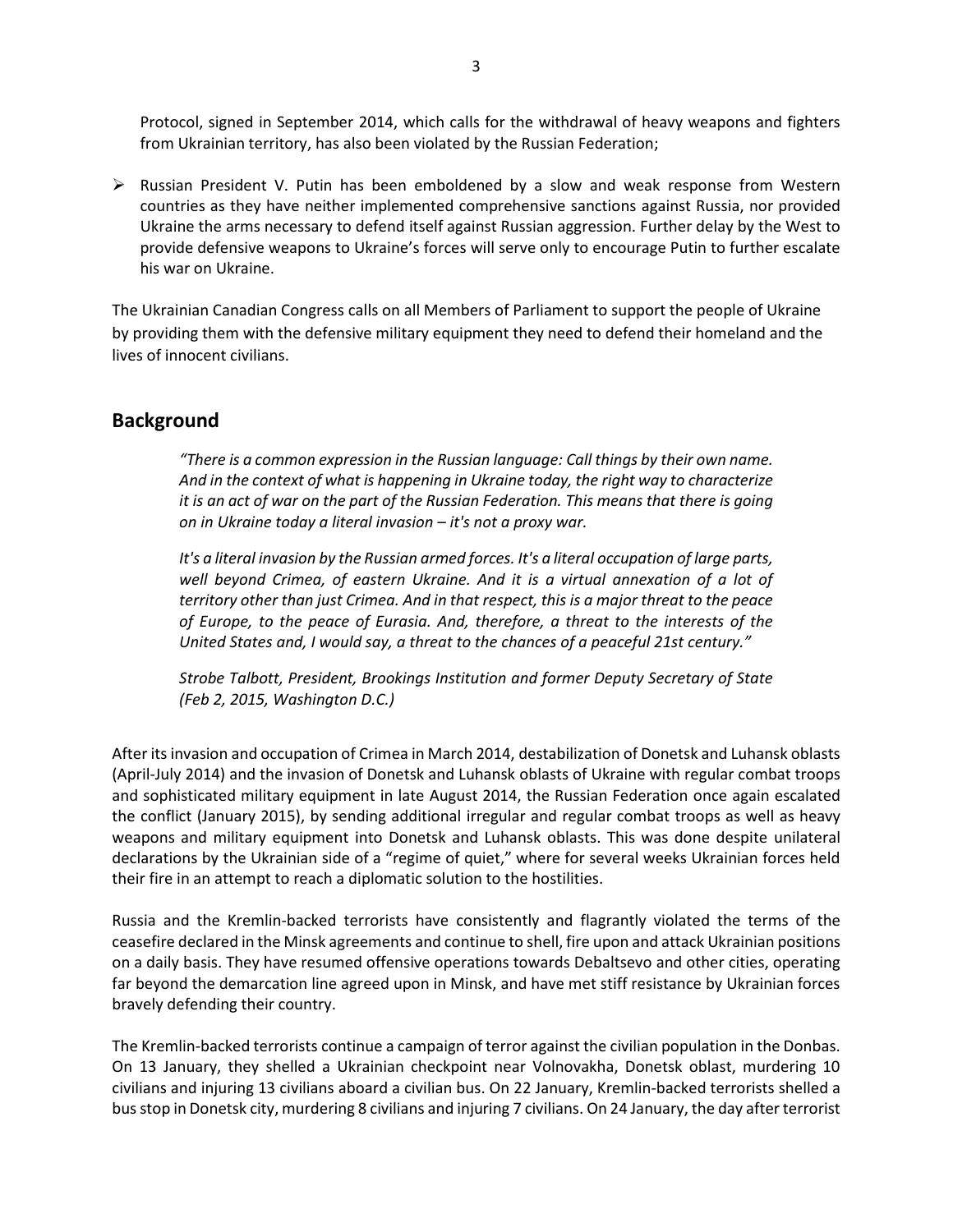Protocol, signed in September 2014, which calls for the withdrawal of heavy weapons and fighters from Ukrainian territory, has also been violated by the Russian Federation;

- Russian President V. Putin has been emboldened by a slow and weak response from Western countries as they have neither implemented comprehensive sanctions against Russia, nor provided Ukraine the arms necessary to defend itself against Russian aggression. Further delay by the West to provide defensive weapons to Ukraine's forces will serve only to encourage Putin to further escalate his war on Ukraine.

The Ukrainian Canadian Congress calls on all Members of Parliament to support the people of Ukraine by providing them with the defensive military equipment they need to defend their homeland and the lives of innocent civilians.

## Background

> *"There is a common expression in the Russian language: Call things by their own name. And in the context of what is happening in Ukraine today, the right way to characterize it is an act of war on the part of the Russian Federation. This means that there is going on in Ukraine today a literal invasion – it's not a proxy war.*
>
> *It's a literal invasion by the Russian armed forces. It's a literal occupation of large parts, well beyond Crimea, of eastern Ukraine. And it is a virtual annexation of a lot of territory other than just Crimea. And in that respect, this is a major threat to the peace of Europe, to the peace of Eurasia. And, therefore, a threat to the interests of the United States and, I would say, a threat to the chances of a peaceful 21st century."*
>
> *Strobe Talbott, President, Brookings Institution and former Deputy Secretary of State (Feb 2, 2015, Washington D.C.)*

After its invasion and occupation of Crimea in March 2014, destabilization of Donetsk and Luhansk oblasts (April-July 2014) and the invasion of Donetsk and Luhansk oblasts of Ukraine with regular combat troops and sophisticated military equipment in late August 2014, the Russian Federation once again escalated the conflict (January 2015), by sending additional irregular and regular combat troops as well as heavy weapons and military equipment into Donetsk and Luhansk oblasts. This was done despite unilateral declarations by the Ukrainian side of a "regime of quiet," where for several weeks Ukrainian forces held their fire in an attempt to reach a diplomatic solution to the hostilities.

Russia and the Kremlin-backed terrorists have consistently and flagrantly violated the terms of the ceasefire declared in the Minsk agreements and continue to shell, fire upon and attack Ukrainian positions on a daily basis. They have resumed offensive operations towards Debaltsevo and other cities, operating far beyond the demarcation line agreed upon in Minsk, and have met stiff resistance by Ukrainian forces bravely defending their country.

The Kremlin-backed terrorists continue a campaign of terror against the civilian population in the Donbas. On 13 January, they shelled a Ukrainian checkpoint near Volnovakha, Donetsk oblast, murdering 10 civilians and injuring 13 civilians aboard a civilian bus. On 22 January, Kremlin-backed terrorists shelled a bus stop in Donetsk city, murdering 8 civilians and injuring 7 civilians. On 24 January, the day after terrorist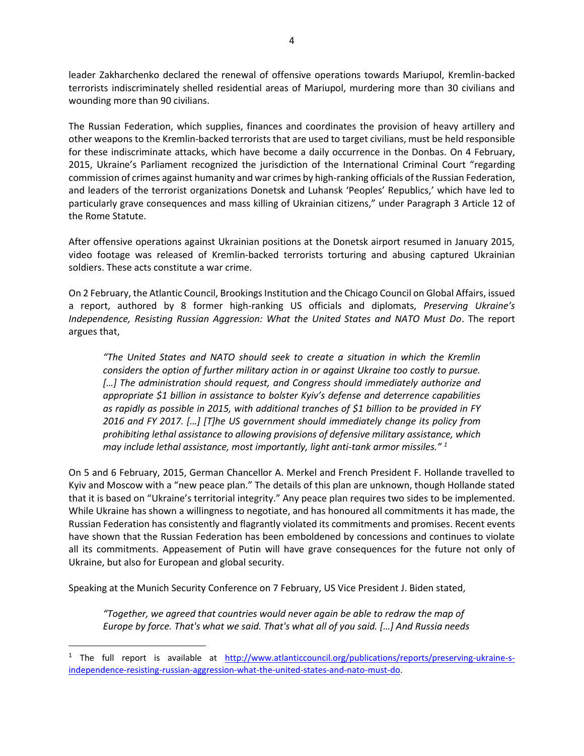leader Zakharchenko declared the renewal of offensive operations towards Mariupol, Kremlin-backed terrorists indiscriminately shelled residential areas of Mariupol, murdering more than 30 civilians and wounding more than 90 civilians.

The Russian Federation, which supplies, finances and coordinates the provision of heavy artillery and other weapons to the Kremlin-backed terrorists that are used to target civilians, must be held responsible for these indiscriminate attacks, which have become a daily occurrence in the Donbas. On 4 February, 2015, Ukraine's Parliament recognized the jurisdiction of the International Criminal Court "regarding commission of crimes against humanity and war crimes by high-ranking officials of the Russian Federation, and leaders of the terrorist organizations Donetsk and Luhansk 'Peoples' Republics,' which have led to particularly grave consequences and mass killing of Ukrainian citizens," under Paragraph 3 Article 12 of the Rome Statute.

After offensive operations against Ukrainian positions at the Donetsk airport resumed in January 2015, video footage was released of Kremlin-backed terrorists torturing and abusing captured Ukrainian soldiers. These acts constitute a war crime.

On 2 February, the Atlantic Council, Brookings Institution and the Chicago Council on Global Affairs, issued a report, authored by 8 former high-ranking US officials and diplomats, *Preserving Ukraine's Independence, Resisting Russian Aggression: What the United States and NATO Must Do*. The report argues that,

> *"The United States and NATO should seek to create a situation in which the Kremlin considers the option of further military action in or against Ukraine too costly to pursue. […] The administration should request, and Congress should immediately authorize and appropriate $1 billion in assistance to bolster Kyiv's defense and deterrence capabilities as rapidly as possible in 2015, with additional tranches of $1 billion to be provided in FY 2016 and FY 2017. […] [T]he US government should immediately change its policy from prohibiting lethal assistance to allowing provisions of defensive military assistance, which may include lethal assistance, most importantly, light anti-tank armor missiles."* [1]

On 5 and 6 February, 2015, German Chancellor A. Merkel and French President F. Hollande travelled to Kyiv and Moscow with a "new peace plan." The details of this plan are unknown, though Hollande stated that it is based on "Ukraine's territorial integrity." Any peace plan requires two sides to be implemented. While Ukraine has shown a willingness to negotiate, and has honoured all commitments it has made, the Russian Federation has consistently and flagrantly violated its commitments and promises. Recent events have shown that the Russian Federation has been emboldened by concessions and continues to violate all its commitments. Appeasement of Putin will have grave consequences for the future not only of Ukraine, but also for European and global security.

Speaking at the Munich Security Conference on 7 February, US Vice President J. Biden stated,

> *"Together, we agreed that countries would never again be able to redraw the map of Europe by force. That's what we said. That's what all of you said. […] And Russia needs*

---

[1] The full report is available at http://www.atlanticcouncil.org/publications/reports/preserving-ukraine-s-independence-resisting-russian-aggression-what-the-united-states-and-nato-must-do.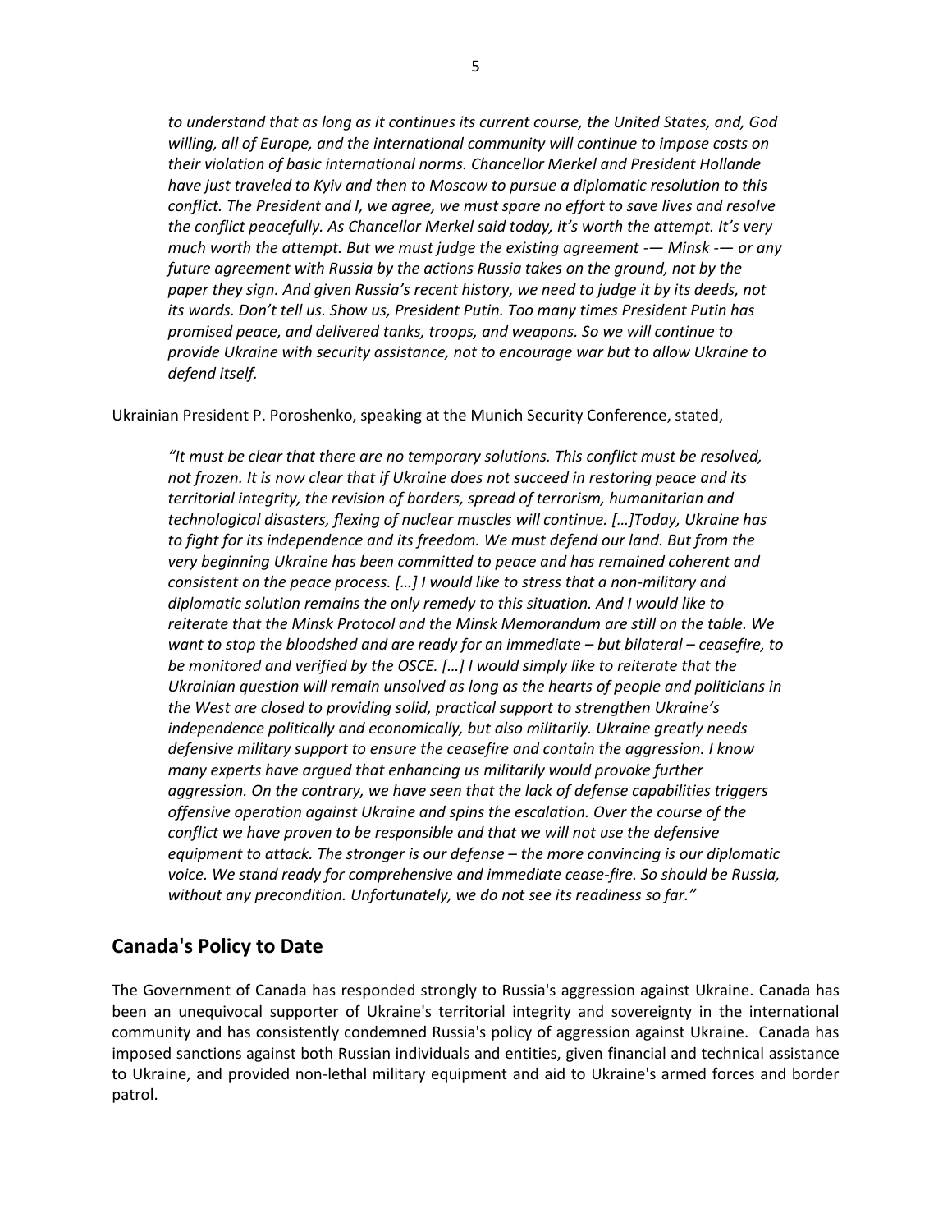*to understand that as long as it continues its current course, the United States, and, God willing, all of Europe, and the international community will continue to impose costs on their violation of basic international norms. Chancellor Merkel and President Hollande have just traveled to Kyiv and then to Moscow to pursue a diplomatic resolution to this conflict. The President and I, we agree, we must spare no effort to save lives and resolve the conflict peacefully. As Chancellor Merkel said today, it's worth the attempt. It's very much worth the attempt. But we must judge the existing agreement -— Minsk -— or any future agreement with Russia by the actions Russia takes on the ground, not by the paper they sign. And given Russia's recent history, we need to judge it by its deeds, not its words. Don't tell us. Show us, President Putin. Too many times President Putin has promised peace, and delivered tanks, troops, and weapons. So we will continue to provide Ukraine with security assistance, not to encourage war but to allow Ukraine to defend itself.*

Ukrainian President P. Poroshenko, speaking at the Munich Security Conference, stated,

> *"It must be clear that there are no temporary solutions. This conflict must be resolved, not frozen. It is now clear that if Ukraine does not succeed in restoring peace and its territorial integrity, the revision of borders, spread of terrorism, humanitarian and technological disasters, flexing of nuclear muscles will continue. […]Today, Ukraine has to fight for its independence and its freedom. We must defend our land. But from the very beginning Ukraine has been committed to peace and has remained coherent and consistent on the peace process. […] I would like to stress that a non-military and diplomatic solution remains the only remedy to this situation. And I would like to reiterate that the Minsk Protocol and the Minsk Memorandum are still on the table. We want to stop the bloodshed and are ready for an immediate – but bilateral – ceasefire, to be monitored and verified by the OSCE. […] I would simply like to reiterate that the Ukrainian question will remain unsolved as long as the hearts of people and politicians in the West are closed to providing solid, practical support to strengthen Ukraine's independence politically and economically, but also militarily. Ukraine greatly needs defensive military support to ensure the ceasefire and contain the aggression. I know many experts have argued that enhancing us militarily would provoke further aggression. On the contrary, we have seen that the lack of defense capabilities triggers offensive operation against Ukraine and spins the escalation. Over the course of the conflict we have proven to be responsible and that we will not use the defensive equipment to attack. The stronger is our defense – the more convincing is our diplomatic voice. We stand ready for comprehensive and immediate cease-fire. So should be Russia, without any precondition. Unfortunately, we do not see its readiness so far."*

## Canada's Policy to Date

The Government of Canada has responded strongly to Russia's aggression against Ukraine. Canada has been an unequivocal supporter of Ukraine's territorial integrity and sovereignty in the international community and has consistently condemned Russia's policy of aggression against Ukraine. Canada has imposed sanctions against both Russian individuals and entities, given financial and technical assistance to Ukraine, and provided non-lethal military equipment and aid to Ukraine's armed forces and border patrol.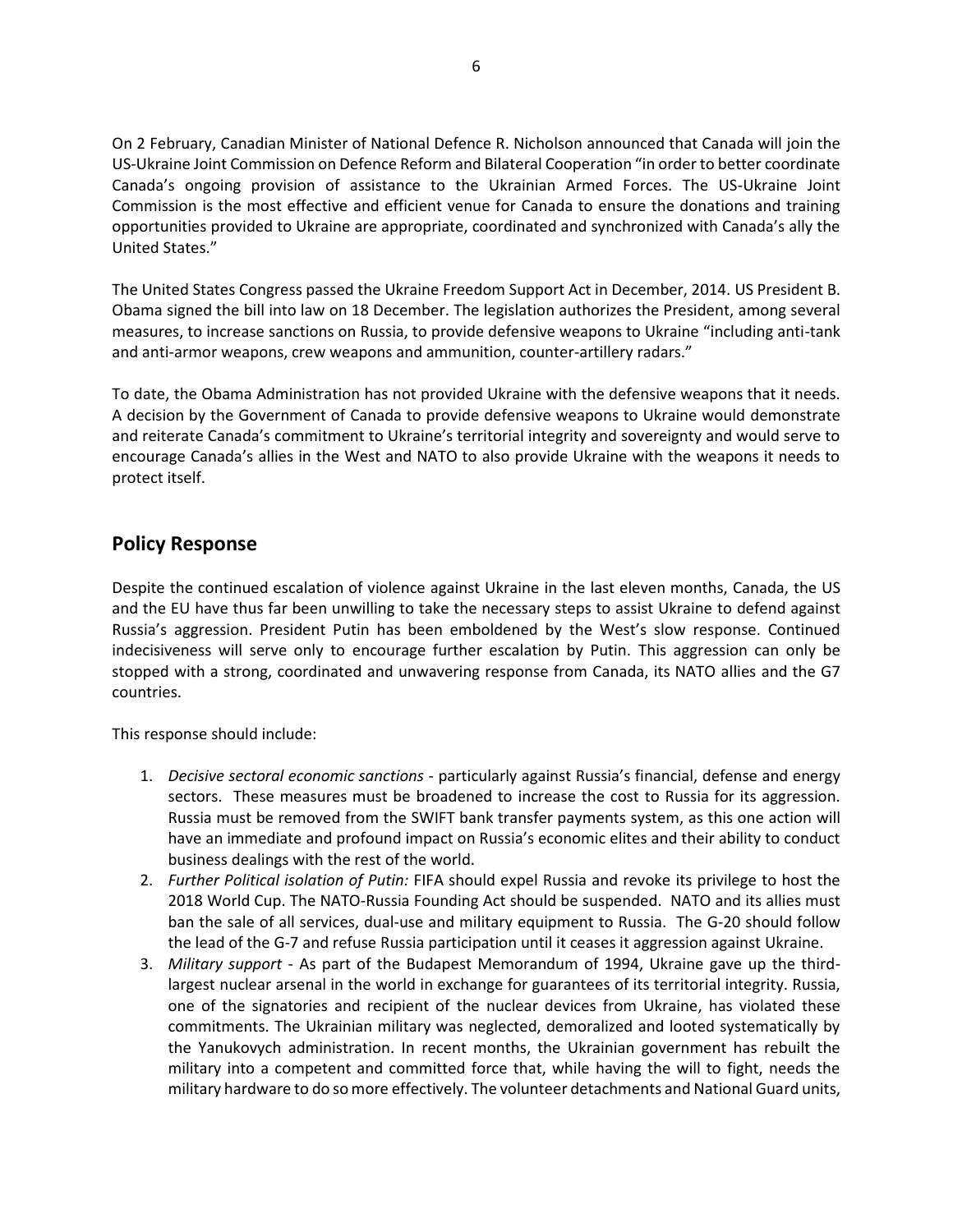On 2 February, Canadian Minister of National Defence R. Nicholson announced that Canada will join the US-Ukraine Joint Commission on Defence Reform and Bilateral Cooperation "in order to better coordinate Canada's ongoing provision of assistance to the Ukrainian Armed Forces. The US-Ukraine Joint Commission is the most effective and efficient venue for Canada to ensure the donations and training opportunities provided to Ukraine are appropriate, coordinated and synchronized with Canada's ally the United States."

The United States Congress passed the Ukraine Freedom Support Act in December, 2014. US President B. Obama signed the bill into law on 18 December. The legislation authorizes the President, among several measures, to increase sanctions on Russia, to provide defensive weapons to Ukraine "including anti-tank and anti-armor weapons, crew weapons and ammunition, counter-artillery radars."

To date, the Obama Administration has not provided Ukraine with the defensive weapons that it needs. A decision by the Government of Canada to provide defensive weapons to Ukraine would demonstrate and reiterate Canada's commitment to Ukraine's territorial integrity and sovereignty and would serve to encourage Canada's allies in the West and NATO to also provide Ukraine with the weapons it needs to protect itself.

## Policy Response

Despite the continued escalation of violence against Ukraine in the last eleven months, Canada, the US and the EU have thus far been unwilling to take the necessary steps to assist Ukraine to defend against Russia's aggression. President Putin has been emboldened by the West's slow response. Continued indecisiveness will serve only to encourage further escalation by Putin. This aggression can only be stopped with a strong, coordinated and unwavering response from Canada, its NATO allies and the G7 countries.

This response should include:

1. *Decisive sectoral economic sanctions* - particularly against Russia's financial, defense and energy sectors. These measures must be broadened to increase the cost to Russia for its aggression. Russia must be removed from the SWIFT bank transfer payments system, as this one action will have an immediate and profound impact on Russia's economic elites and their ability to conduct business dealings with the rest of the world.
2. *Further Political isolation of Putin:* FIFA should expel Russia and revoke its privilege to host the 2018 World Cup. The NATO-Russia Founding Act should be suspended. NATO and its allies must ban the sale of all services, dual-use and military equipment to Russia. The G-20 should follow the lead of the G-7 and refuse Russia participation until it ceases it aggression against Ukraine.
3. *Military support* - As part of the Budapest Memorandum of 1994, Ukraine gave up the third-largest nuclear arsenal in the world in exchange for guarantees of its territorial integrity. Russia, one of the signatories and recipient of the nuclear devices from Ukraine, has violated these commitments. The Ukrainian military was neglected, demoralized and looted systematically by the Yanukovych administration. In recent months, the Ukrainian government has rebuilt the military into a competent and committed force that, while having the will to fight, needs the military hardware to do so more effectively. The volunteer detachments and National Guard units,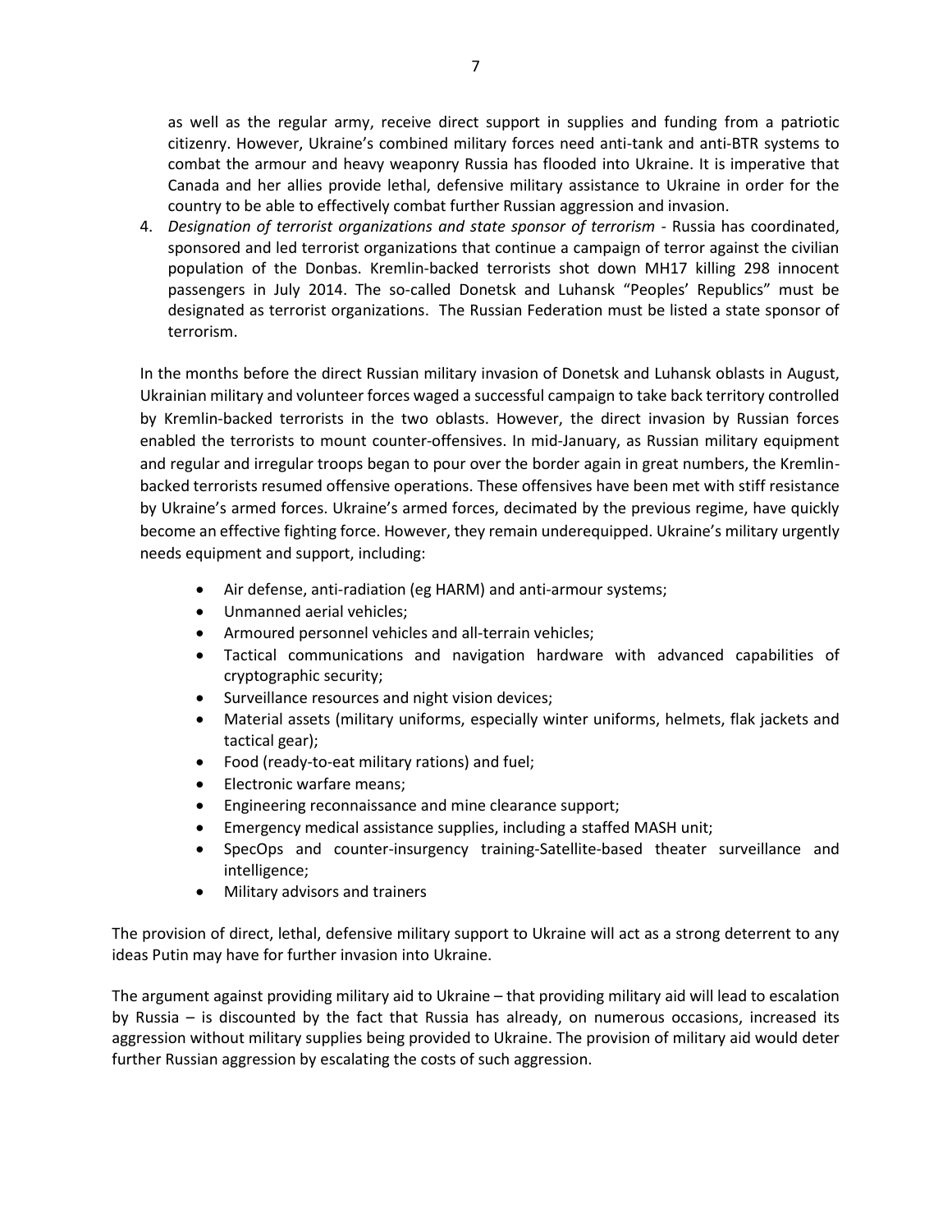as well as the regular army, receive direct support in supplies and funding from a patriotic citizenry. However, Ukraine's combined military forces need anti-tank and anti-BTR systems to combat the armour and heavy weaponry Russia has flooded into Ukraine. It is imperative that Canada and her allies provide lethal, defensive military assistance to Ukraine in order for the country to be able to effectively combat further Russian aggression and invasion.

4. *Designation of terrorist organizations and state sponsor of terrorism* - Russia has coordinated, sponsored and led terrorist organizations that continue a campaign of terror against the civilian population of the Donbas. Kremlin-backed terrorists shot down MH17 killing 298 innocent passengers in July 2014. The so-called Donetsk and Luhansk "Peoples' Republics" must be designated as terrorist organizations. The Russian Federation must be listed a state sponsor of terrorism.

In the months before the direct Russian military invasion of Donetsk and Luhansk oblasts in August, Ukrainian military and volunteer forces waged a successful campaign to take back territory controlled by Kremlin-backed terrorists in the two oblasts. However, the direct invasion by Russian forces enabled the terrorists to mount counter-offensives. In mid-January, as Russian military equipment and regular and irregular troops began to pour over the border again in great numbers, the Kremlin-backed terrorists resumed offensive operations. These offensives have been met with stiff resistance by Ukraine's armed forces. Ukraine's armed forces, decimated by the previous regime, have quickly become an effective fighting force. However, they remain underequipped. Ukraine's military urgently needs equipment and support, including:

- Air defense, anti-radiation (eg HARM) and anti-armour systems;
- Unmanned aerial vehicles;
- Armoured personnel vehicles and all-terrain vehicles;
- Tactical communications and navigation hardware with advanced capabilities of cryptographic security;
- Surveillance resources and night vision devices;
- Material assets (military uniforms, especially winter uniforms, helmets, flak jackets and tactical gear);
- Food (ready-to-eat military rations) and fuel;
- Electronic warfare means;
- Engineering reconnaissance and mine clearance support;
- Emergency medical assistance supplies, including a staffed MASH unit;
- SpecOps and counter-insurgency training-Satellite-based theater surveillance and intelligence;
- Military advisors and trainers

The provision of direct, lethal, defensive military support to Ukraine will act as a strong deterrent to any ideas Putin may have for further invasion into Ukraine.

The argument against providing military aid to Ukraine – that providing military aid will lead to escalation by Russia – is discounted by the fact that Russia has already, on numerous occasions, increased its aggression without military supplies being provided to Ukraine. The provision of military aid would deter further Russian aggression by escalating the costs of such aggression.